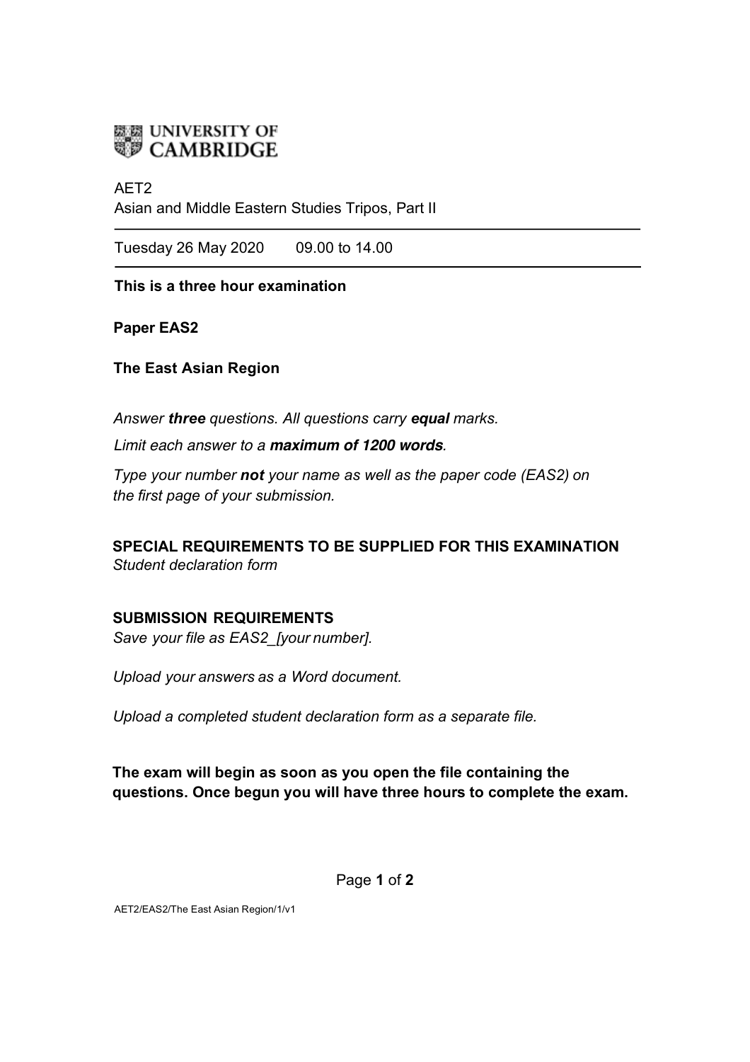UNIVERSITY OF CAMBRIDGE

AET2
Asian and Middle Eastern Studies Tripos, Part II

---

Tuesday 26 May 2020 09.00 to 14.00

---

**This is a three hour examination**

**Paper EAS2**

**The East Asian Region**

*Answer* ***three*** *questions. All questions carry* ***equal*** *marks.*

*Limit each answer to a* ***maximum of 1200 words****.*

*Type your number* ***not*** *your name as well as the paper code (EAS2) on the first page of your submission.*

**SPECIAL REQUIREMENTS TO BE SUPPLIED FOR THIS EXAMINATION**
*Student declaration form*

**SUBMISSION REQUIREMENTS**
*Save your file as EAS2_[your number].*

*Upload your answers as a Word document.*

*Upload a completed student declaration form as a separate file.*

**The exam will begin as soon as you open the file containing the questions. Once begun you will have three hours to complete the exam.**

AET2/EAS2/The East Asian Region/1/v1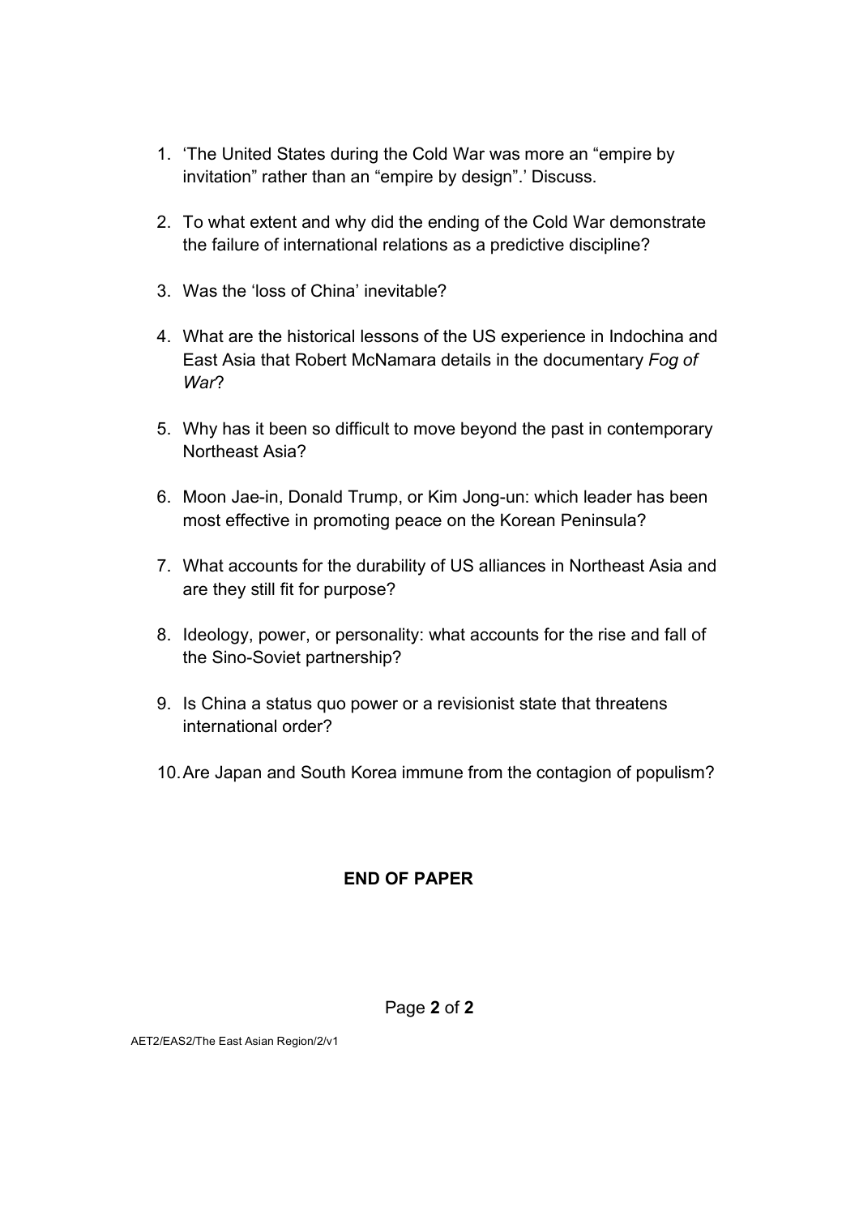1. 'The United States during the Cold War was more an "empire by invitation" rather than an "empire by design".' Discuss.

2. To what extent and why did the ending of the Cold War demonstrate the failure of international relations as a predictive discipline?

3. Was the 'loss of China' inevitable?

4. What are the historical lessons of the US experience in Indochina and East Asia that Robert McNamara details in the documentary *Fog of War*?

5. Why has it been so difficult to move beyond the past in contemporary Northeast Asia?

6. Moon Jae-in, Donald Trump, or Kim Jong-un: which leader has been most effective in promoting peace on the Korean Peninsula?

7. What accounts for the durability of US alliances in Northeast Asia and are they still fit for purpose?

8. Ideology, power, or personality: what accounts for the rise and fall of the Sino-Soviet partnership?

9. Is China a status quo power or a revisionist state that threatens international order?

10. Are Japan and South Korea immune from the contagion of populism?

**END OF PAPER**

AET2/EAS2/The East Asian Region/2/v1